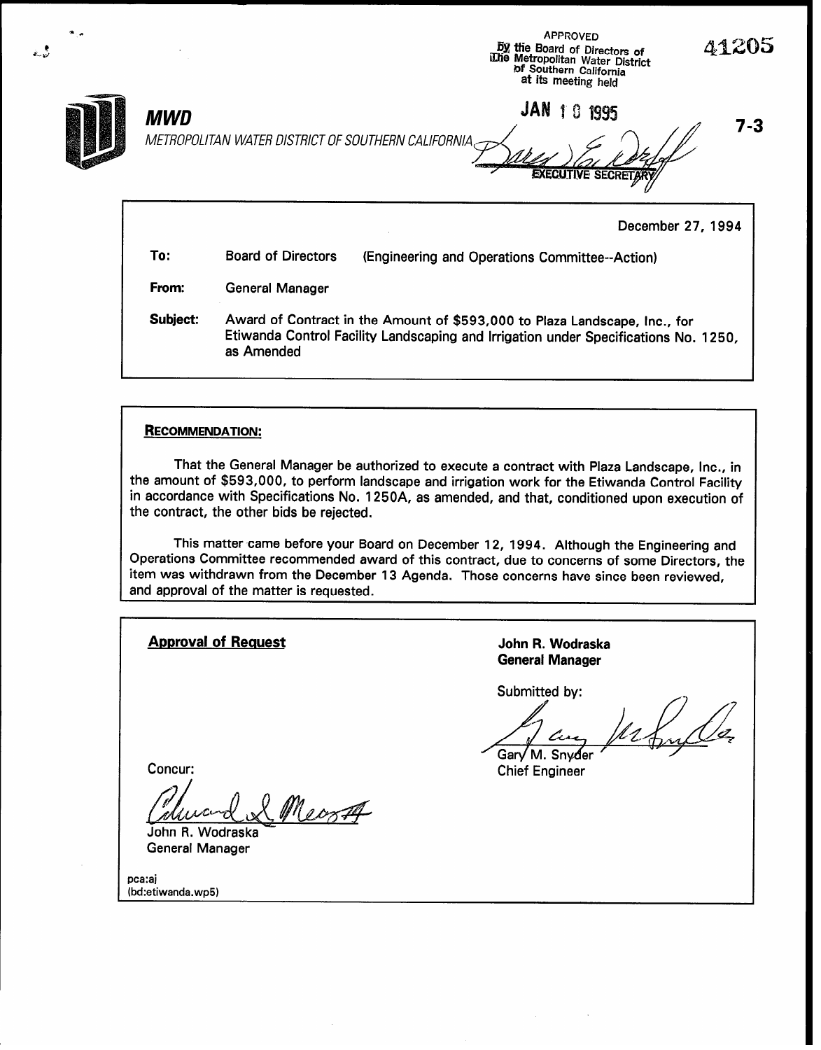APPROVED
By the Board of Directors of
The Metropolitan Water District
of Southern California
at its meeting held

JAN 10 1995

EXECUTIVE SECRETARY

41205

7-3

**MWD**

*METROPOLITAN WATER DISTRICT OF SOUTHERN CALIFORNIA*

December 27, 1994

**To:** Board of Directors (Engineering and Operations Committee--Action)

**From:** General Manager

**Subject:** Award of Contract in the Amount of $593,000 to Plaza Landscape, Inc., for Etiwanda Control Facility Landscaping and Irrigation under Specifications No. 1250, as Amended

**RECOMMENDATION:**

That the General Manager be authorized to execute a contract with Plaza Landscape, Inc., in the amount of $593,000, to perform landscape and irrigation work for the Etiwanda Control Facility in accordance with Specifications No. 1250A, as amended, and that, conditioned upon execution of the contract, the other bids be rejected.

This matter came before your Board on December 12, 1994. Although the Engineering and Operations Committee recommended award of this contract, due to concerns of some Directors, the item was withdrawn from the December 13 Agenda. Those concerns have since been reviewed, and approval of the matter is requested.

**Approval of Request**

**John R. Wodraska**
**General Manager**

Submitted by:

Gary M. Snyder
Chief Engineer

Concur:

John R. Wodraska
General Manager

pca:aj
(bd:etiwanda.wp5)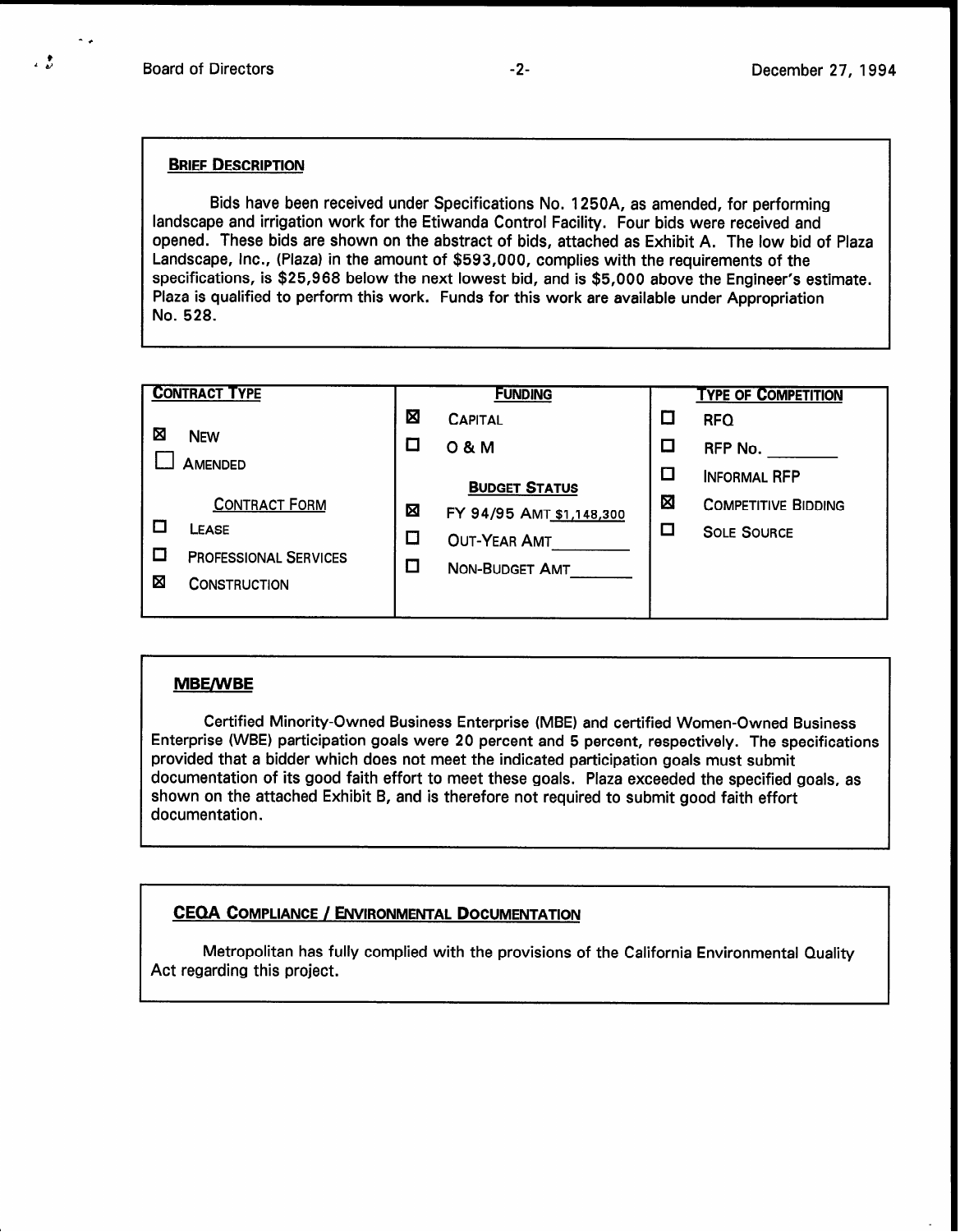### BRIEF DESCRIPTION

Bids have been received under Specifications No. 1250A, as amended, for performing landscape and irrigation work for the Etiwanda Control Facility. Four bids were received and opened. These bids are shown on the abstract of bids, attached as Exhibit A. The low bid of Plaza Landscape, Inc., (Plaza) in the amount of $593,000, complies with the requirements of the specifications, is $25,968 below the next lowest bid, and is $5,000 above the Engineer's estimate. Plaza is qualified to perform this work. Funds for this work are available under Appropriation No. 528.

| CONTRACT TYPE | FUNDING | TYPE OF COMPETITION |
|---|---|---|
| ☒ NEW | ☒ CAPITAL | ☐ RFQ |
| ☐ AMENDED | ☐ O & M | ☐ RFP No. ________ |
| **CONTRACT FORM** | **BUDGET STATUS** | ☐ INFORMAL RFP |
| ☐ LEASE | ☒ FY 94/95 AMT $1,148,300 | ☒ COMPETITIVE BIDDING |
| ☐ PROFESSIONAL SERVICES | ☐ OUT-YEAR AMT ________ | ☐ SOLE SOURCE |
| ☒ CONSTRUCTION | ☐ NON-BUDGET AMT ________ | |

### MBE/WBE

Certified Minority-Owned Business Enterprise (MBE) and certified Women-Owned Business Enterprise (WBE) participation goals were 20 percent and 5 percent, respectively. The specifications provided that a bidder which does not meet the indicated participation goals must submit documentation of its good faith effort to meet these goals. Plaza exceeded the specified goals, as shown on the attached Exhibit B, and is therefore not required to submit good faith effort documentation.

### CEQA COMPLIANCE / ENVIRONMENTAL DOCUMENTATION

Metropolitan has fully complied with the provisions of the California Environmental Quality Act regarding this project.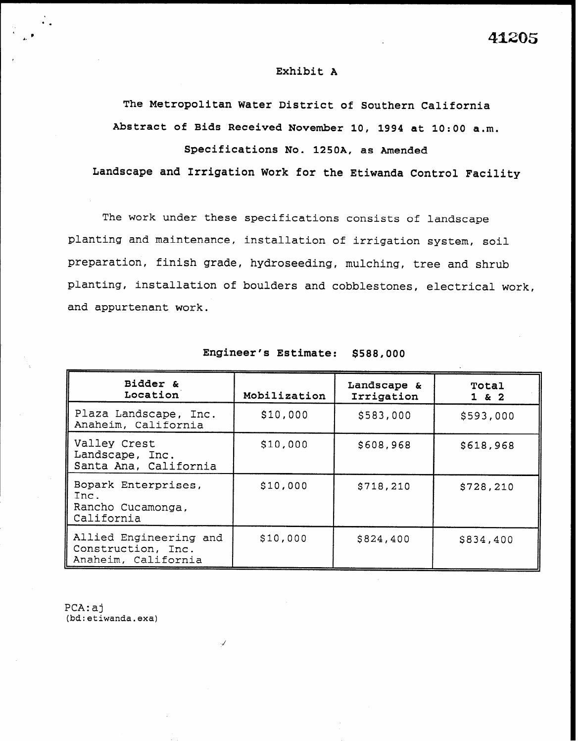41205

# Exhibit A

## The Metropolitan Water District of Southern California

## Abstract of Bids Received November 10, 1994 at 10:00 a.m.

## Specifications No. 1250A, as Amended

## Landscape and Irrigation Work for the Etiwanda Control Facility

The work under these specifications consists of landscape planting and maintenance, installation of irrigation system, soil preparation, finish grade, hydroseeding, mulching, tree and shrub planting, installation of boulders and cobblestones, electrical work, and appurtenant work.

**Engineer's Estimate: $588,000**

| Bidder & Location | Mobilization | Landscape & Irrigation | Total 1 & 2 |
|---|---|---|---|
| Plaza Landscape, Inc. Anaheim, California | $10,000 | $583,000 | $593,000 |
| Valley Crest Landscape, Inc. Santa Ana, California | $10,000 | $608,968 | $618,968 |
| Bopark Enterprises, Inc. Rancho Cucamonga, California | $10,000 | $718,210 | $728,210 |
| Allied Engineering and Construction, Inc. Anaheim, California | $10,000 | $824,400 | $834,400 |

PCA:aj
(bd:etiwanda.exa)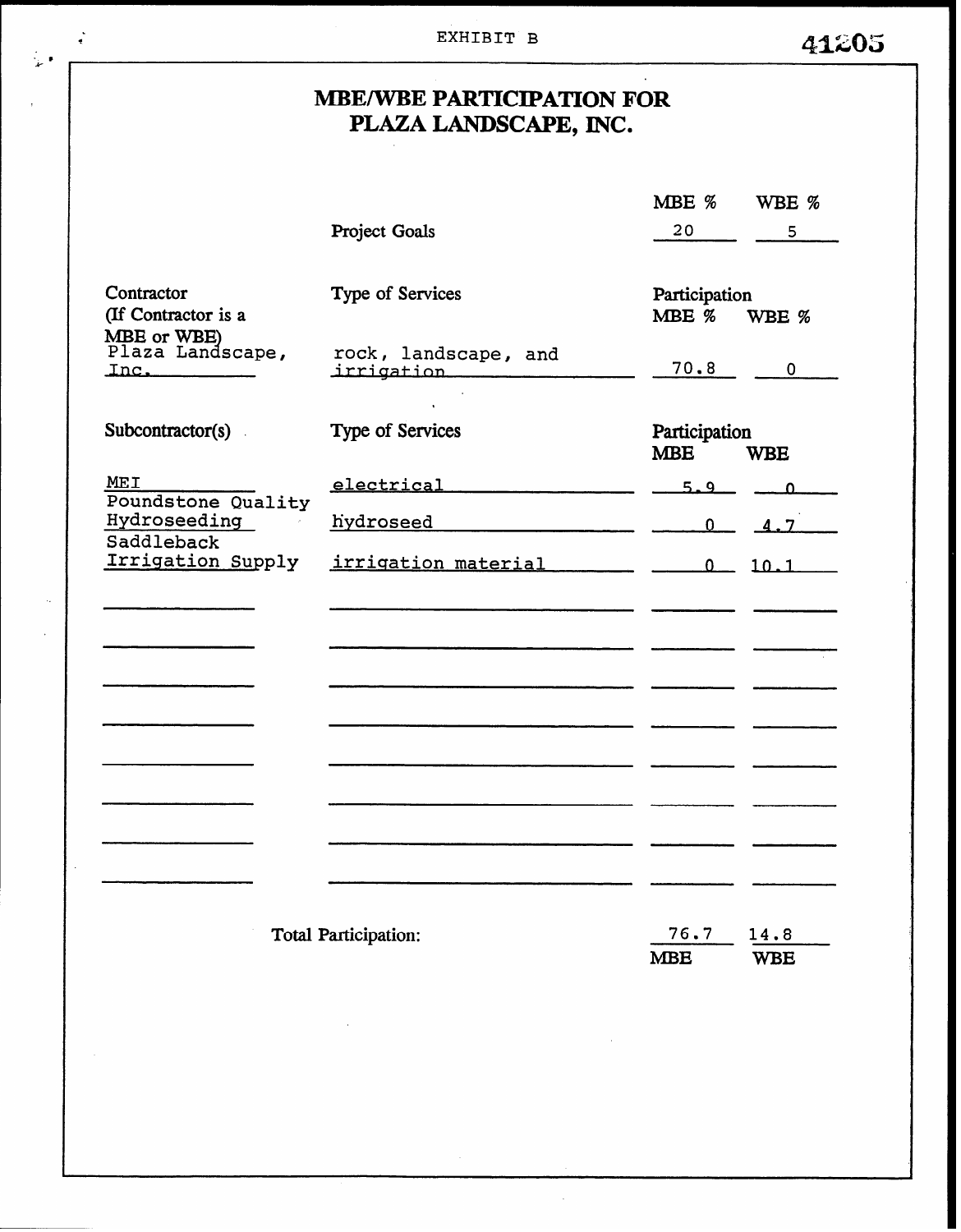EXHIBIT B

# MBE/WBE PARTICIPATION FOR PLAZA LANDSCAPE, INC.

| | | MBE % | WBE % |
|---|---|---|---|
| | Project Goals | 20 | 5 |

| Contractor (If Contractor is a MBE or WBE) | Type of Services | Participation MBE % | WBE % |
|---|---|---|---|
| Plaza Landscape, Inc. | rock, landscape, and irrigation | 70.8 | 0 |

| Subcontractor(s) | Type of Services | Participation MBE | WBE |
|---|---|---|---|
| MEI | electrical | 5.9 | 0 |
| Poundstone Quality Hydroseeding | hydroseed | 0 | 4.7 |
| Saddleback Irrigation Supply | irrigation material | 0 | 10.1 |

| | MBE | WBE |
|---|---|---|
| Total Participation: | 76.7 | 14.8 |